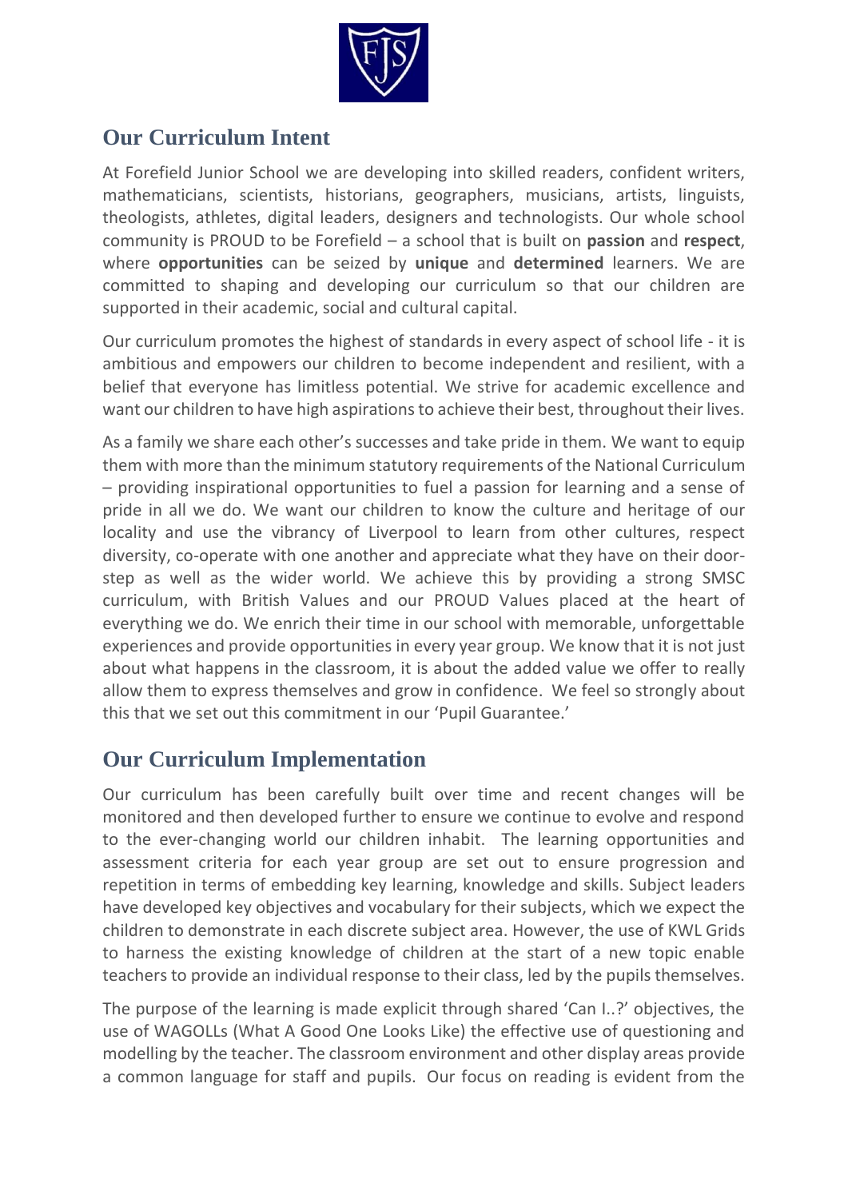## Our Curriculum Intent

At Forefield Junior School we are developing into skilled readers, confident writers, mathematicians, scientists, historians, geographers, musicians, artists, linguists, theologists, athletes, digital leaders, designers and technologists. Our whole school community is PROUD to be Forefield – a school that is built on **passion** and **respect**, where **opportunities** can be seized by **unique** and **determined** learners. We are committed to shaping and developing our curriculum so that our children are supported in their academic, social and cultural capital.

Our curriculum promotes the highest of standards in every aspect of school life - it is ambitious and empowers our children to become independent and resilient, with a belief that everyone has limitless potential. We strive for academic excellence and want our children to have high aspirations to achieve their best, throughout their lives.

As a family we share each other's successes and take pride in them. We want to equip them with more than the minimum statutory requirements of the National Curriculum – providing inspirational opportunities to fuel a passion for learning and a sense of pride in all we do. We want our children to know the culture and heritage of our locality and use the vibrancy of Liverpool to learn from other cultures, respect diversity, co-operate with one another and appreciate what they have on their door-step as well as the wider world. We achieve this by providing a strong SMSC curriculum, with British Values and our PROUD Values placed at the heart of everything we do. We enrich their time in our school with memorable, unforgettable experiences and provide opportunities in every year group. We know that it is not just about what happens in the classroom, it is about the added value we offer to really allow them to express themselves and grow in confidence. We feel so strongly about this that we set out this commitment in our 'Pupil Guarantee.'

## Our Curriculum Implementation

Our curriculum has been carefully built over time and recent changes will be monitored and then developed further to ensure we continue to evolve and respond to the ever-changing world our children inhabit. The learning opportunities and assessment criteria for each year group are set out to ensure progression and repetition in terms of embedding key learning, knowledge and skills. Subject leaders have developed key objectives and vocabulary for their subjects, which we expect the children to demonstrate in each discrete subject area. However, the use of KWL Grids to harness the existing knowledge of children at the start of a new topic enable teachers to provide an individual response to their class, led by the pupils themselves.

The purpose of the learning is made explicit through shared 'Can I..?' objectives, the use of WAGOLLs (What A Good One Looks Like) the effective use of questioning and modelling by the teacher. The classroom environment and other display areas provide a common language for staff and pupils. Our focus on reading is evident from the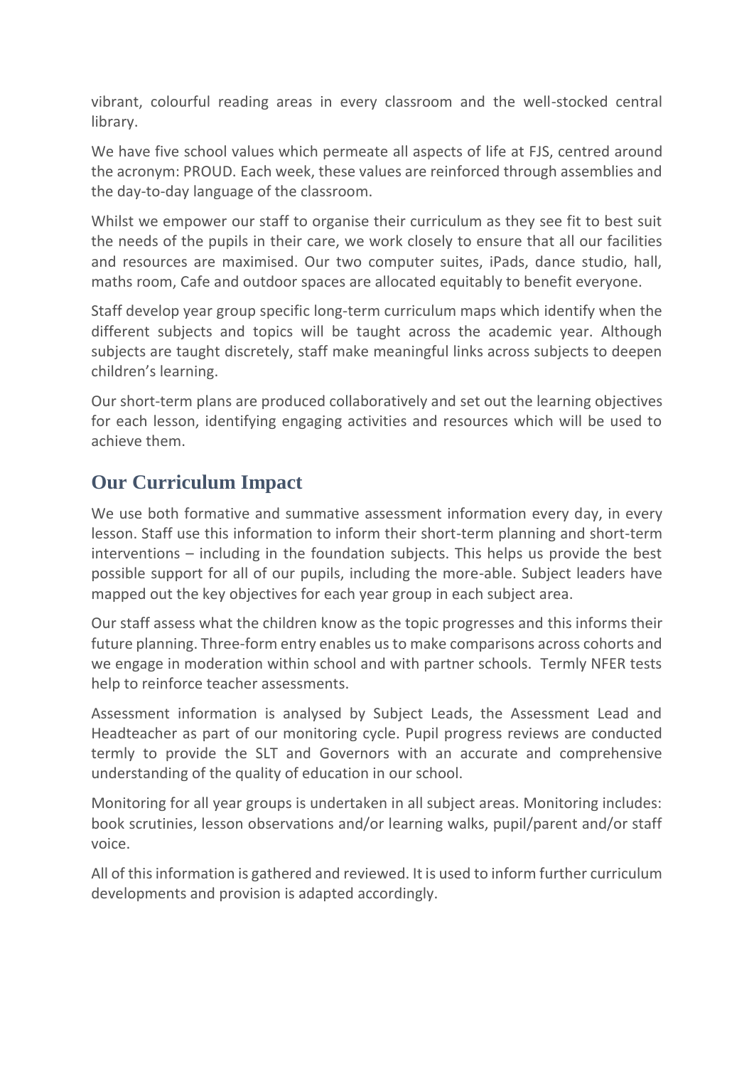vibrant, colourful reading areas in every classroom and the well-stocked central library.

We have five school values which permeate all aspects of life at FJS, centred around the acronym: PROUD. Each week, these values are reinforced through assemblies and the day-to-day language of the classroom.

Whilst we empower our staff to organise their curriculum as they see fit to best suit the needs of the pupils in their care, we work closely to ensure that all our facilities and resources are maximised. Our two computer suites, iPads, dance studio, hall, maths room, Cafe and outdoor spaces are allocated equitably to benefit everyone.

Staff develop year group specific long-term curriculum maps which identify when the different subjects and topics will be taught across the academic year. Although subjects are taught discretely, staff make meaningful links across subjects to deepen children's learning.

Our short-term plans are produced collaboratively and set out the learning objectives for each lesson, identifying engaging activities and resources which will be used to achieve them.

## Our Curriculum Impact

We use both formative and summative assessment information every day, in every lesson. Staff use this information to inform their short-term planning and short-term interventions – including in the foundation subjects. This helps us provide the best possible support for all of our pupils, including the more-able. Subject leaders have mapped out the key objectives for each year group in each subject area.

Our staff assess what the children know as the topic progresses and this informs their future planning. Three-form entry enables us to make comparisons across cohorts and we engage in moderation within school and with partner schools. Termly NFER tests help to reinforce teacher assessments.

Assessment information is analysed by Subject Leads, the Assessment Lead and Headteacher as part of our monitoring cycle. Pupil progress reviews are conducted termly to provide the SLT and Governors with an accurate and comprehensive understanding of the quality of education in our school.

Monitoring for all year groups is undertaken in all subject areas. Monitoring includes: book scrutinies, lesson observations and/or learning walks, pupil/parent and/or staff voice.

All of this information is gathered and reviewed. It is used to inform further curriculum developments and provision is adapted accordingly.